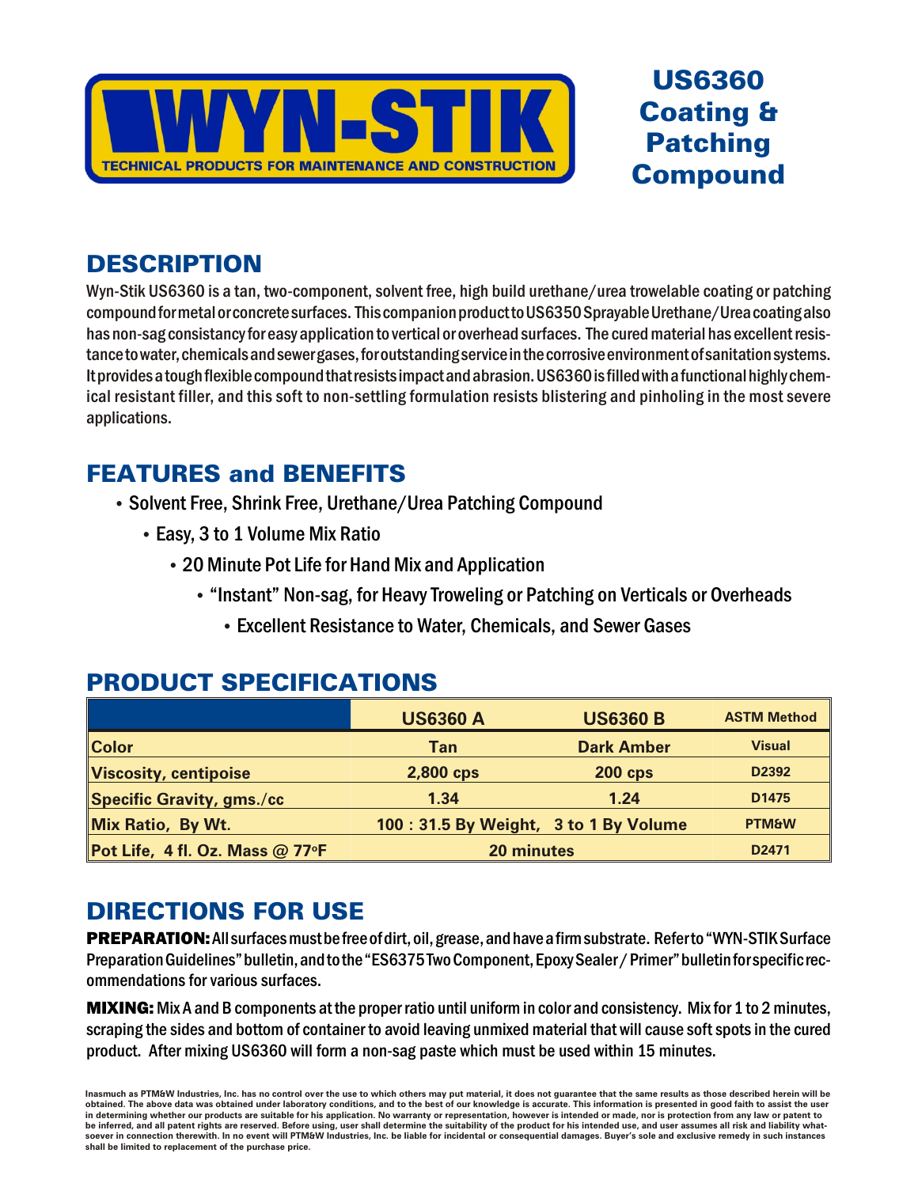# WYN-STIK

TECHNICAL PRODUCTS FOR MAINTENANCE AND CONSTRUCTION

# US6360 Coating & Patching Compound

## DESCRIPTION

Wyn-Stik US6360 is a tan, two-component, solvent free, high build urethane/urea trowelable coating or patching compound for metal or concrete surfaces. This companion product to US6350 Sprayable Urethane/Urea coating also has non-sag consistancy for easy application to vertical or overhead surfaces. The cured material has excellent resistance to water, chemicals and sewer gases, for outstanding service in the corrosive environment of sanitation systems. It provides a tough flexible compound that resists impact and abrasion. US6360 is filled with a functional highly chemical resistant filler, and this soft to non-settling formulation resists blistering and pinholing in the most severe applications.

## FEATURES and BENEFITS

- Solvent Free, Shrink Free, Urethane/Urea Patching Compound
- Easy, 3 to 1 Volume Mix Ratio
- 20 Minute Pot Life for Hand Mix and Application
- "Instant" Non-sag, for Heavy Troweling or Patching on Verticals or Overheads
- Excellent Resistance to Water, Chemicals, and Sewer Gases

## PRODUCT SPECIFICATIONS

| | US6360 A | US6360 B | ASTM Method |
|---|---|---|---|
| Color | Tan | Dark Amber | Visual |
| Viscosity, centipoise | 2,800 cps | 200 cps | D2392 |
| Specific Gravity, gms./cc | 1.34 | 1.24 | D1475 |
| Mix Ratio, By Wt. | 100 : 31.5 By Weight, 3 to 1 By Volume | | PTM&W |
| Pot Life, 4 fl. Oz. Mass @ 77°F | 20 minutes | | D2471 |

## DIRECTIONS FOR USE

**PREPARATION:** All surfaces must be free of dirt, oil, grease, and have a firm substrate. Refer to "WYN-STIK Surface Preparation Guidelines" bulletin, and to the "ES6375 Two Component, Epoxy Sealer / Primer" bulletin for specific recommendations for various surfaces.

**MIXING:** Mix A and B components at the proper ratio until uniform in color and consistency. Mix for 1 to 2 minutes, scraping the sides and bottom of container to avoid leaving unmixed material that will cause soft spots in the cured product. After mixing US6360 will form a non-sag paste which must be used within 15 minutes.

Inasmuch as PTM&W Industries, Inc. has no control over the use to which others may put material, it does not guarantee that the same results as those described herein will be obtained. The above data was obtained under laboratory conditions, and to the best of our knowledge is accurate. This information is presented in good faith to assist the user in determining whether our products are suitable for his application. No warranty or representation, however is intended or made, nor is protection from any law or patent to be inferred, and all patent rights are reserved. Before using, user shall determine the suitability of the product for his intended use, and user assumes all risk and liability whatsoever in connection therewith. In no event will PTM&W Industries, Inc. be liable for incidental or consequential damages. Buyer's sole and exclusive remedy in such instances shall be limited to replacement of the purchase price.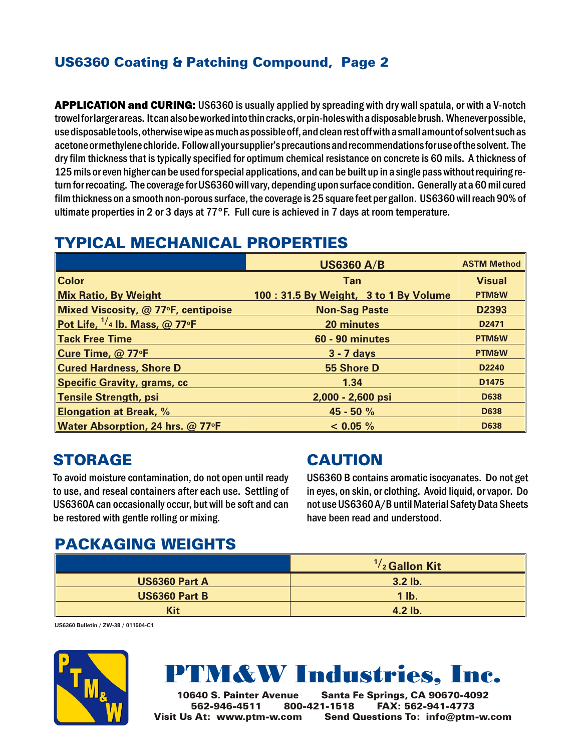## US6360 Coating & Patching Compound, Page 2

**APPLICATION and CURING:** US6360 is usually applied by spreading with dry wall spatula, or with a V-notch trowel for larger areas. It can also be worked into thin cracks, or pin-holes with a disposable brush. Whenever possible, use disposable tools, otherwise wipe as much as possible off, and clean rest off with a small amount of solvent such as acetone or methylene chloride. Follow all your supplier's precautions and recommendations for use of the solvent. The dry film thickness that is typically specified for optimum chemical resistance on concrete is 60 mils. A thickness of 125 mils or even higher can be used for special applications, and can be built up in a single pass without requiring return for recoating. The coverage for US6360 will vary, depending upon surface condition. Generally at a 60 mil cured film thickness on a smooth non-porous surface, the coverage is 25 square feet per gallon. US6360 will reach 90% of ultimate properties in 2 or 3 days at 77°F. Full cure is achieved in 7 days at room temperature.

## TYPICAL MECHANICAL PROPERTIES

| | US6360 A/B | ASTM Method |
|---|---|---|
| Color | Tan | Visual |
| Mix Ratio, By Weight | 100 : 31.5 By Weight, 3 to 1 By Volume | PTM&W |
| Mixed Viscosity, @ 77°F, centipoise | Non-Sag Paste | D2393 |
| Pot Life, 1/4 lb. Mass, @ 77°F | 20 minutes | D2471 |
| Tack Free Time | 60 - 90 minutes | PTM&W |
| Cure Time, @ 77°F | 3 - 7 days | PTM&W |
| Cured Hardness, Shore D | 55 Shore D | D2240 |
| Specific Gravity, grams, cc | 1.34 | D1475 |
| Tensile Strength, psi | 2,000 - 2,600 psi | D638 |
| Elongation at Break, % | 45 - 50 % | D638 |
| Water Absorption, 24 hrs. @ 77°F | < 0.05 % | D638 |

## STORAGE

To avoid moisture contamination, do not open until ready to use, and reseal containers after each use. Settling of US6360A can occasionally occur, but will be soft and can be restored with gentle rolling or mixing.

## CAUTION

US6360 B contains aromatic isocyanates. Do not get in eyes, on skin, or clothing. Avoid liquid, or vapor. Do not use US6360 A/B until Material Safety Data Sheets have been read and understood.

## PACKAGING WEIGHTS

| | 1/2 Gallon Kit |
|---|---|
| US6360 Part A | 3.2 lb. |
| US6360 Part B | 1 lb. |
| Kit | 4.2 lb. |

US6360 Bulletin / ZW-38 / 011504-C1

**PTM&W Industries, Inc.**

10640 S. Painter Avenue Santa Fe Springs, CA 90670-4092
562-946-4511 800-421-1518 FAX: 562-941-4773
Visit Us At: www.ptm-w.com Send Questions To: info@ptm-w.com